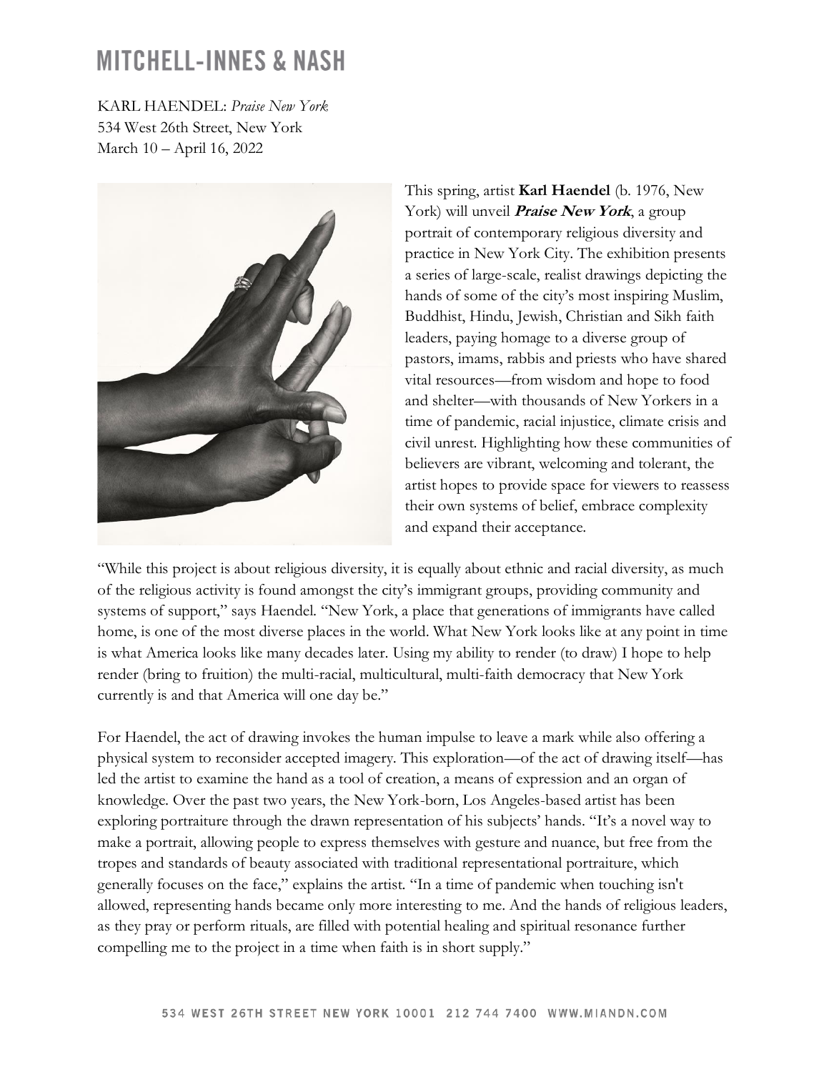# MITCHELL-INNES & NASH

KARL HAENDEL: *Praise New York*
534 West 26th Street, New York
March 10 – April 16, 2022

This spring, artist **Karl Haendel** (b. 1976, New York) will unveil ***Praise New York***, a group portrait of contemporary religious diversity and practice in New York City. The exhibition presents a series of large-scale, realist drawings depicting the hands of some of the city's most inspiring Muslim, Buddhist, Hindu, Jewish, Christian and Sikh faith leaders, paying homage to a diverse group of pastors, imams, rabbis and priests who have shared vital resources—from wisdom and hope to food and shelter—with thousands of New Yorkers in a time of pandemic, racial injustice, climate crisis and civil unrest. Highlighting how these communities of believers are vibrant, welcoming and tolerant, the artist hopes to provide space for viewers to reassess their own systems of belief, embrace complexity and expand their acceptance.

"While this project is about religious diversity, it is equally about ethnic and racial diversity, as much of the religious activity is found amongst the city's immigrant groups, providing community and systems of support," says Haendel. "New York, a place that generations of immigrants have called home, is one of the most diverse places in the world. What New York looks like at any point in time is what America looks like many decades later. Using my ability to render (to draw) I hope to help render (bring to fruition) the multi-racial, multicultural, multi-faith democracy that New York currently is and that America will one day be."

For Haendel, the act of drawing invokes the human impulse to leave a mark while also offering a physical system to reconsider accepted imagery. This exploration—of the act of drawing itself—has led the artist to examine the hand as a tool of creation, a means of expression and an organ of knowledge. Over the past two years, the New York-born, Los Angeles-based artist has been exploring portraiture through the drawn representation of his subjects' hands. "It's a novel way to make a portrait, allowing people to express themselves with gesture and nuance, but free from the tropes and standards of beauty associated with traditional representational portraiture, which generally focuses on the face," explains the artist. "In a time of pandemic when touching isn't allowed, representing hands became only more interesting to me. And the hands of religious leaders, as they pray or perform rituals, are filled with potential healing and spiritual resonance further compelling me to the project in a time when faith is in short supply."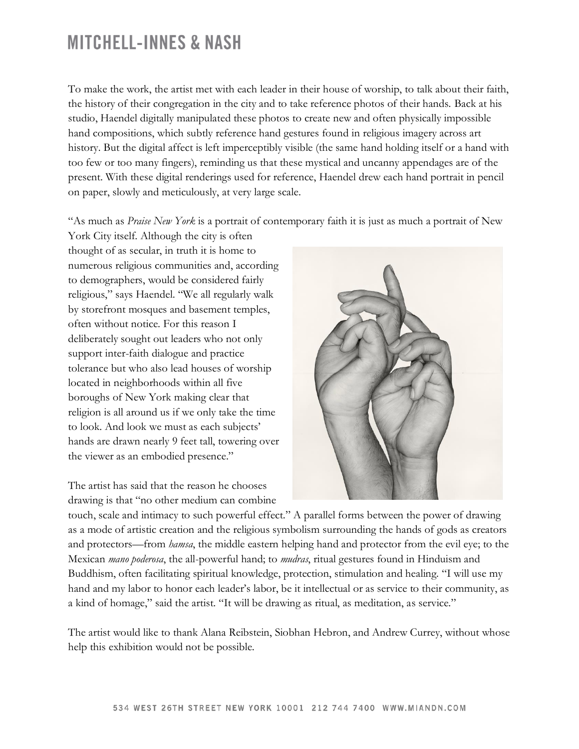To make the work, the artist met with each leader in their house of worship, to talk about their faith, the history of their congregation in the city and to take reference photos of their hands. Back at his studio, Haendel digitally manipulated these photos to create new and often physically impossible hand compositions, which subtly reference hand gestures found in religious imagery across art history. But the digital affect is left imperceptibly visible (the same hand holding itself or a hand with too few or too many fingers), reminding us that these mystical and uncanny appendages are of the present. With these digital renderings used for reference, Haendel drew each hand portrait in pencil on paper, slowly and meticulously, at very large scale.

"As much as *Praise New York* is a portrait of contemporary faith it is just as much a portrait of New York City itself. Although the city is often thought of as secular, in truth it is home to numerous religious communities and, according to demographers, would be considered fairly religious," says Haendel. "We all regularly walk by storefront mosques and basement temples, often without notice. For this reason I deliberately sought out leaders who not only support inter-faith dialogue and practice tolerance but who also lead houses of worship located in neighborhoods within all five boroughs of New York making clear that religion is all around us if we only take the time to look. And look we must as each subjects' hands are drawn nearly 9 feet tall, towering over the viewer as an embodied presence."

The artist has said that the reason he chooses drawing is that "no other medium can combine touch, scale and intimacy to such powerful effect." A parallel forms between the power of drawing as a mode of artistic creation and the religious symbolism surrounding the hands of gods as creators and protectors—from *hamsa*, the middle eastern helping hand and protector from the evil eye; to the Mexican *mano poderosa*, the all-powerful hand; to *mudras*, ritual gestures found in Hinduism and Buddhism, often facilitating spiritual knowledge, protection, stimulation and healing. "I will use my hand and my labor to honor each leader's labor, be it intellectual or as service to their community, as a kind of homage," said the artist. "It will be drawing as ritual, as meditation, as service."

The artist would like to thank Alana Reibstein, Siobhan Hebron, and Andrew Currey, without whose help this exhibition would not be possible.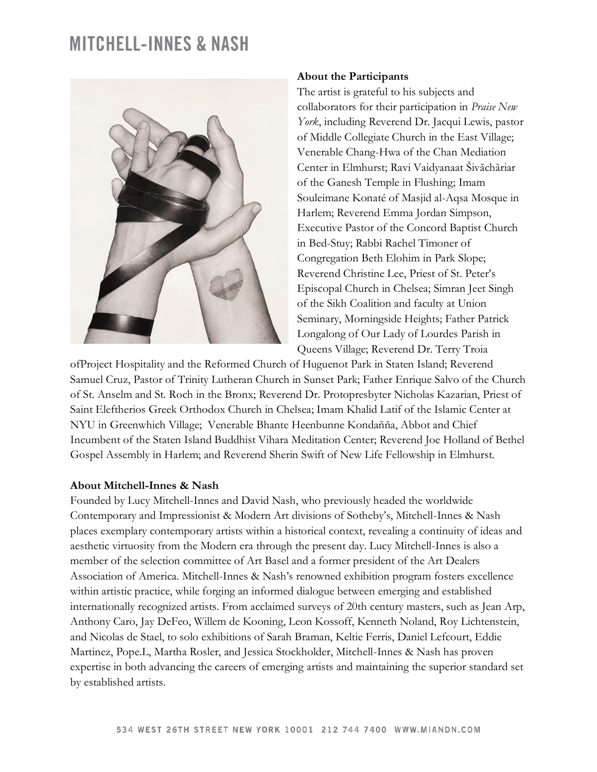### About the Participants

The artist is grateful to his subjects and collaborators for their participation in *Praise New York*, including Reverend Dr. Jacqui Lewis, pastor of Middle Collegiate Church in the East Village; Venerable Chang-Hwa of the Chan Mediation Center in Elmhurst; Ravi Vaidyanaat Šivãchãriar of the Ganesh Temple in Flushing; Imam Souleimane Konaté of Masjid al-Aqsa Mosque in Harlem; Reverend Emma Jordan Simpson, Executive Pastor of the Concord Baptist Church in Bed-Stuy; Rabbi Rachel Timoner of Congregation Beth Elohim in Park Slope; Reverend Christine Lee, Priest of St. Peter's Episcopal Church in Chelsea; Simran Jeet Singh of the Sikh Coalition and faculty at Union Seminary, Morningside Heights; Father Patrick Longalong of Our Lady of Lourdes Parish in Queens Village; Reverend Dr. Terry Troia ofProject Hospitality and the Reformed Church of Huguenot Park in Staten Island; Reverend Samuel Cruz, Pastor of Trinity Lutheran Church in Sunset Park; Father Enrique Salvo of the Church of St. Anselm and St. Roch in the Bronx; Reverend Dr. Protopresbyter Nicholas Kazarian, Priest of Saint Eleftherios Greek Orthodox Church in Chelsea; Imam Khalid Latif of the Islamic Center at NYU in Greenwhich Village; Venerable Bhante Heenbunne Kondañña, Abbot and Chief Incumbent of the Staten Island Buddhist Vihara Meditation Center; Reverend Joe Holland of Bethel Gospel Assembly in Harlem; and Reverend Sherin Swift of New Life Fellowship in Elmhurst.

### About Mitchell-Innes & Nash

Founded by Lucy Mitchell-Innes and David Nash, who previously headed the worldwide Contemporary and Impressionist & Modern Art divisions of Sotheby's, Mitchell-Innes & Nash places exemplary contemporary artists within a historical context, revealing a continuity of ideas and aesthetic virtuosity from the Modern era through the present day. Lucy Mitchell-Innes is also a member of the selection committee of Art Basel and a former president of the Art Dealers Association of America. Mitchell-Innes & Nash's renowned exhibition program fosters excellence within artistic practice, while forging an informed dialogue between emerging and established internationally recognized artists. From acclaimed surveys of 20th century masters, such as Jean Arp, Anthony Caro, Jay DeFeo, Willem de Kooning, Leon Kossoff, Kenneth Noland, Roy Lichtenstein, and Nicolas de Stael, to solo exhibitions of Sarah Braman, Keltie Ferris, Daniel Lefcourt, Eddie Martinez, Pope.L, Martha Rosler, and Jessica Stockholder, Mitchell-Innes & Nash has proven expertise in both advancing the careers of emerging artists and maintaining the superior standard set by established artists.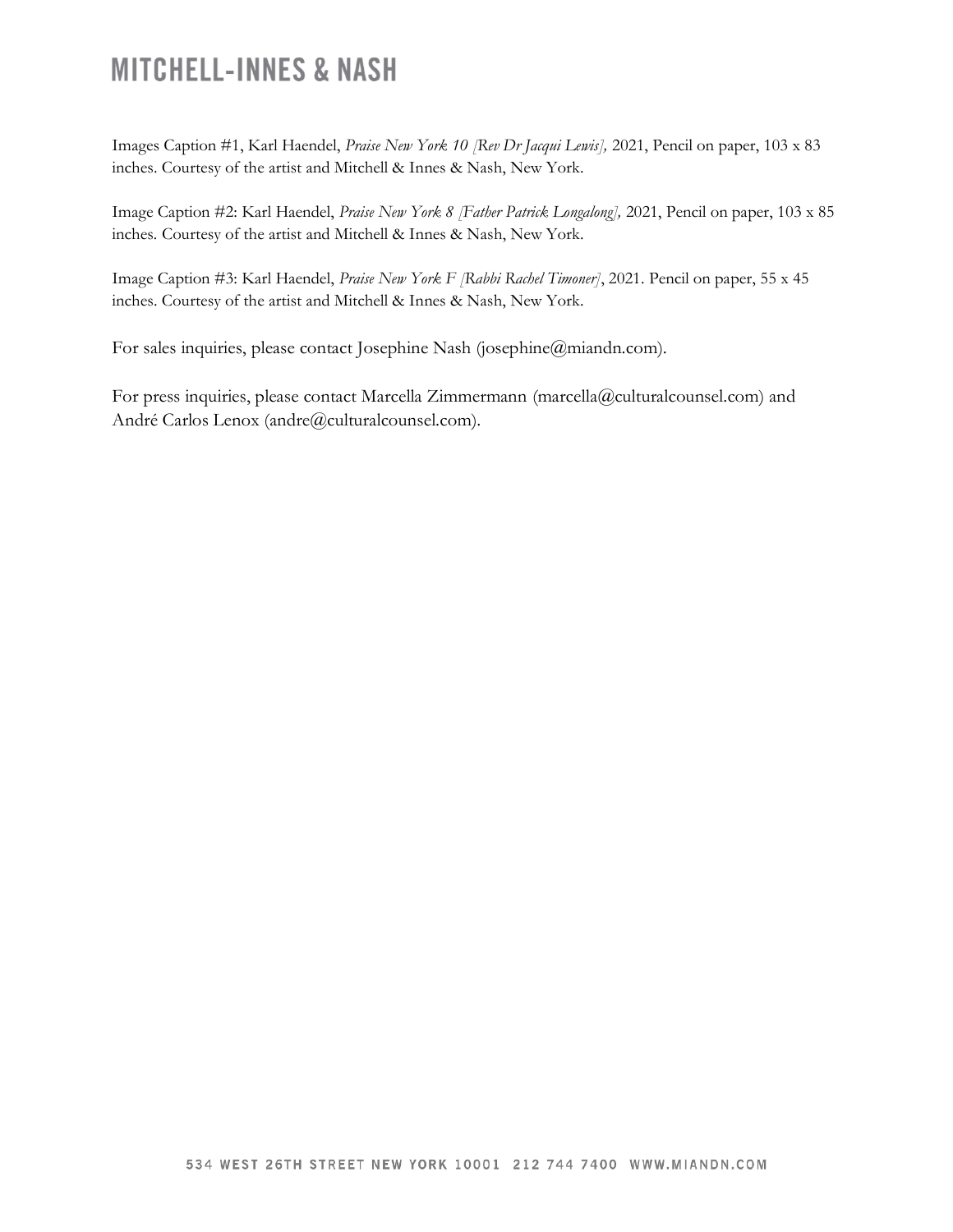Images Caption #1, Karl Haendel, *Praise New York 10 [Rev Dr Jacqui Lewis],* 2021, Pencil on paper, 103 x 83 inches. Courtesy of the artist and Mitchell & Innes & Nash, New York.

Image Caption #2: Karl Haendel, *Praise New York 8 [Father Patrick Longalong],* 2021, Pencil on paper, 103 x 85 inches. Courtesy of the artist and Mitchell & Innes & Nash, New York.

Image Caption #3: Karl Haendel, *Praise New York F [Rabbi Rachel Timoner]*, 2021. Pencil on paper, 55 x 45 inches. Courtesy of the artist and Mitchell & Innes & Nash, New York.

For sales inquiries, please contact Josephine Nash (josephine@miandn.com).

For press inquiries, please contact Marcella Zimmermann (marcella@culturalcounsel.com) and André Carlos Lenox (andre@culturalcounsel.com).